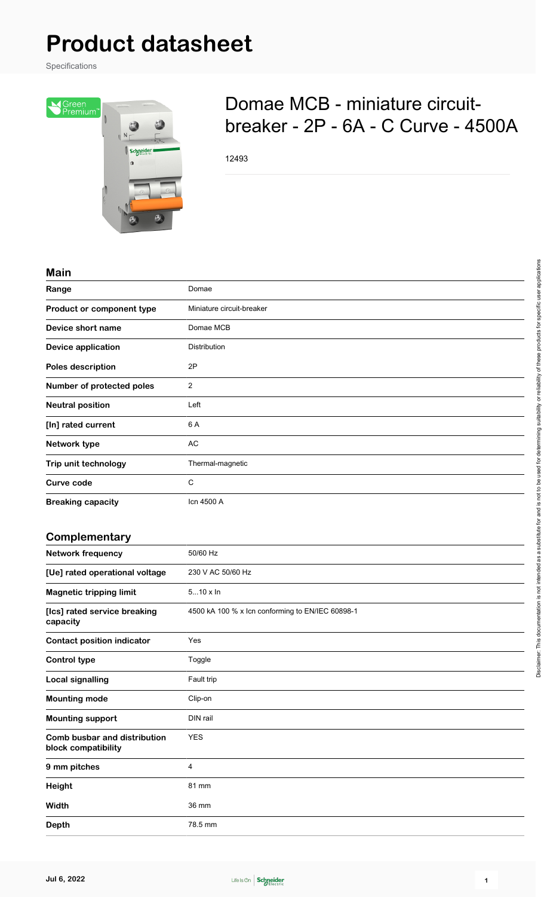# Product datasheet

Specifications

## Domae MCB - miniature circuit-breaker - 2P - 6A - C Curve - 4500A

12493

### Main

| | |
|---|---|
| **Range** | Domae |
| **Product or component type** | Miniature circuit-breaker |
| **Device short name** | Domae MCB |
| **Device application** | Distribution |
| **Poles description** | 2P |
| **Number of protected poles** | 2 |
| **Neutral position** | Left |
| **[In] rated current** | 6 A |
| **Network type** | AC |
| **Trip unit technology** | Thermal-magnetic |
| **Curve code** | C |
| **Breaking capacity** | Icn 4500 A |

### Complementary

| | |
|---|---|
| **Network frequency** | 50/60 Hz |
| **[Ue] rated operational voltage** | 230 V AC 50/60 Hz |
| **Magnetic tripping limit** | 5...10 x In |
| **[Ics] rated service breaking capacity** | 4500 kA 100 % x Icn conforming to EN/IEC 60898-1 |
| **Contact position indicator** | Yes |
| **Control type** | Toggle |
| **Local signalling** | Fault trip |
| **Mounting mode** | Clip-on |
| **Mounting support** | DIN rail |
| **Comb busbar and distribution block compatibility** | YES |
| **9 mm pitches** | 4 |
| **Height** | 81 mm |
| **Width** | 36 mm |
| **Depth** | 78.5 mm |

Disclaimer: This documentation is not intended as a substitute for and is not to be used for determining suitability or reliability of these products for specific user applications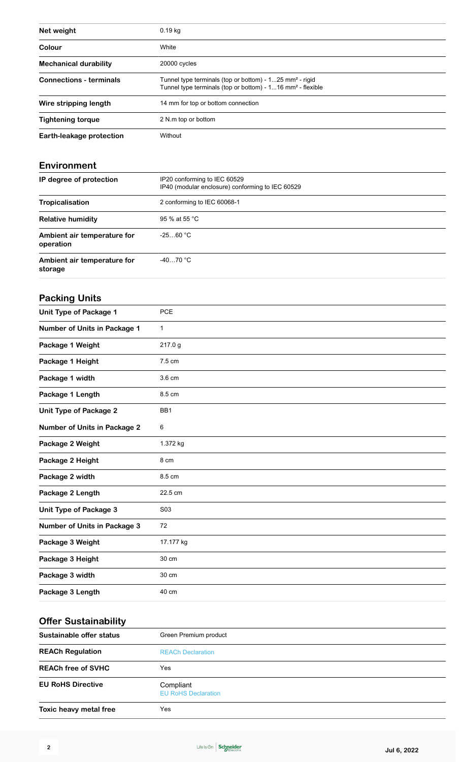| | |
|---|---|
| **Net weight** | 0.19 kg |
| **Colour** | White |
| **Mechanical durability** | 20000 cycles |
| **Connections - terminals** | Tunnel type terminals (top or bottom) - 1…25 mm² - rigid<br>Tunnel type terminals (top or bottom) - 1…16 mm² - flexible |
| **Wire stripping length** | 14 mm for top or bottom connection |
| **Tightening torque** | 2 N.m top or bottom |
| **Earth-leakage protection** | Without |

## Environment

| | |
|---|---|
| **IP degree of protection** | IP20 conforming to IEC 60529<br>IP40 (modular enclosure) conforming to IEC 60529 |
| **Tropicalisation** | 2 conforming to IEC 60068-1 |
| **Relative humidity** | 95 % at 55 °C |
| **Ambient air temperature for operation** | -25…60 °C |
| **Ambient air temperature for storage** | -40…70 °C |

## Packing Units

| | |
|---|---|
| **Unit Type of Package 1** | PCE |
| **Number of Units in Package 1** | 1 |
| **Package 1 Weight** | 217.0 g |
| **Package 1 Height** | 7.5 cm |
| **Package 1 width** | 3.6 cm |
| **Package 1 Length** | 8.5 cm |
| **Unit Type of Package 2** | BB1 |
| **Number of Units in Package 2** | 6 |
| **Package 2 Weight** | 1.372 kg |
| **Package 2 Height** | 8 cm |
| **Package 2 width** | 8.5 cm |
| **Package 2 Length** | 22.5 cm |
| **Unit Type of Package 3** | S03 |
| **Number of Units in Package 3** | 72 |
| **Package 3 Weight** | 17.177 kg |
| **Package 3 Height** | 30 cm |
| **Package 3 width** | 30 cm |
| **Package 3 Length** | 40 cm |

## Offer Sustainability

| | |
|---|---|
| **Sustainable offer status** | Green Premium product |
| **REACh Regulation** | REACh Declaration |
| **REACh free of SVHC** | Yes |
| **EU RoHS Directive** | Compliant<br>EU RoHS Declaration |
| **Toxic heavy metal free** | Yes |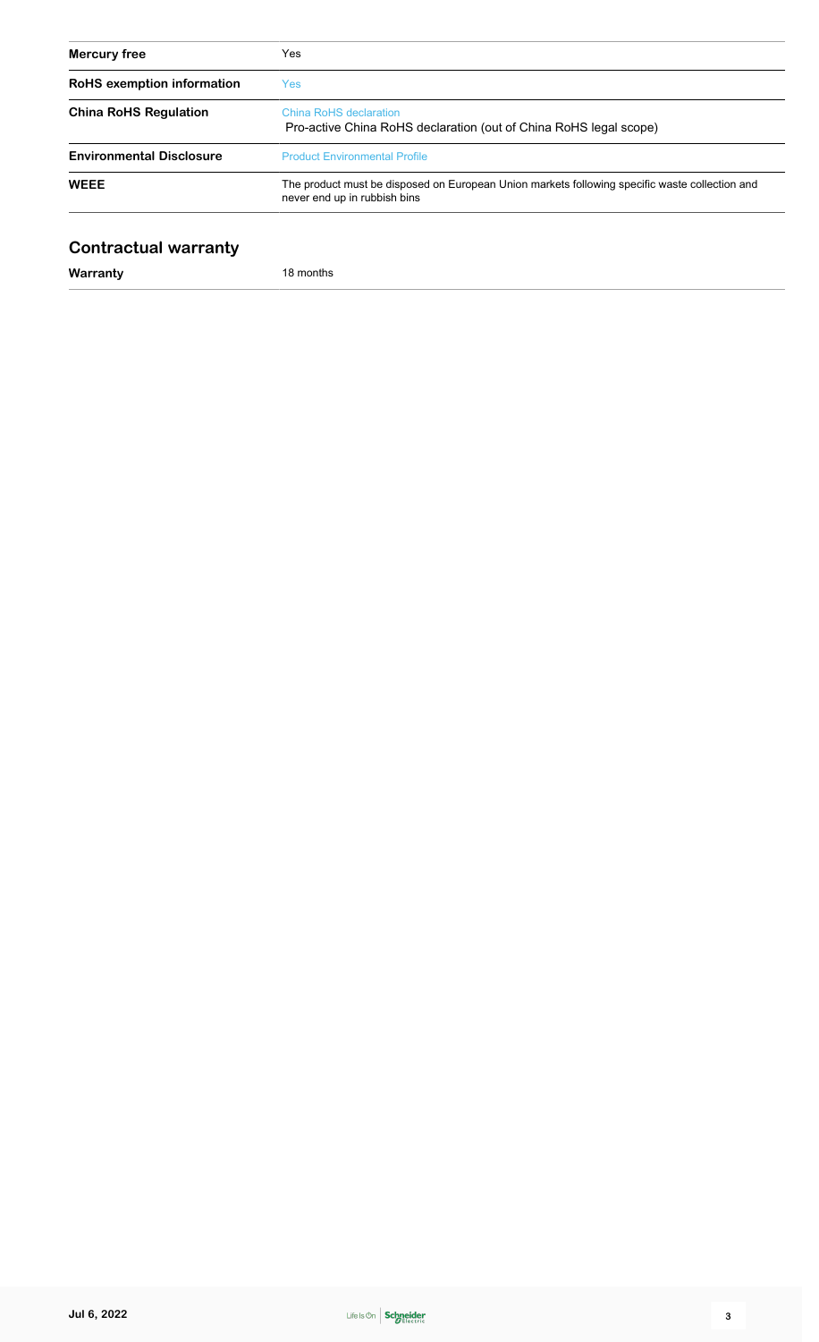| | |
|---|---|
| **Mercury free** | Yes |
| **RoHS exemption information** | Yes |
| **China RoHS Regulation** | China RoHS declaration<br>Pro-active China RoHS declaration (out of China RoHS legal scope) |
| **Environmental Disclosure** | Product Environmental Profile |
| **WEEE** | The product must be disposed on European Union markets following specific waste collection and never end up in rubbish bins |

## Contractual warranty

| | |
|---|---|
| **Warranty** | 18 months |